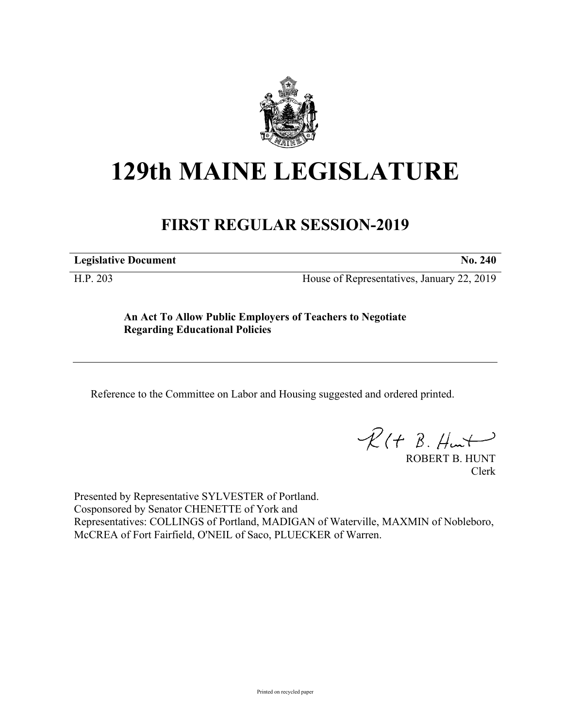# 129th MAINE LEGISLATURE

## FIRST REGULAR SESSION-2019

| **Legislative Document** | **No. 240** |
| --- | --- |
| H.P. 203 | House of Representatives, January 22, 2019 |

**An Act To Allow Public Employers of Teachers to Negotiate Regarding Educational Policies**

Reference to the Committee on Labor and Housing suggested and ordered printed.

ROBERT B. HUNT
Clerk

Presented by Representative SYLVESTER of Portland.
Cosponsored by Senator CHENETTE of York and
Representatives: COLLINGS of Portland, MADIGAN of Waterville, MAXMIN of Nobleboro, McCREA of Fort Fairfield, O'NEIL of Saco, PLUECKER of Warren.

Printed on recycled paper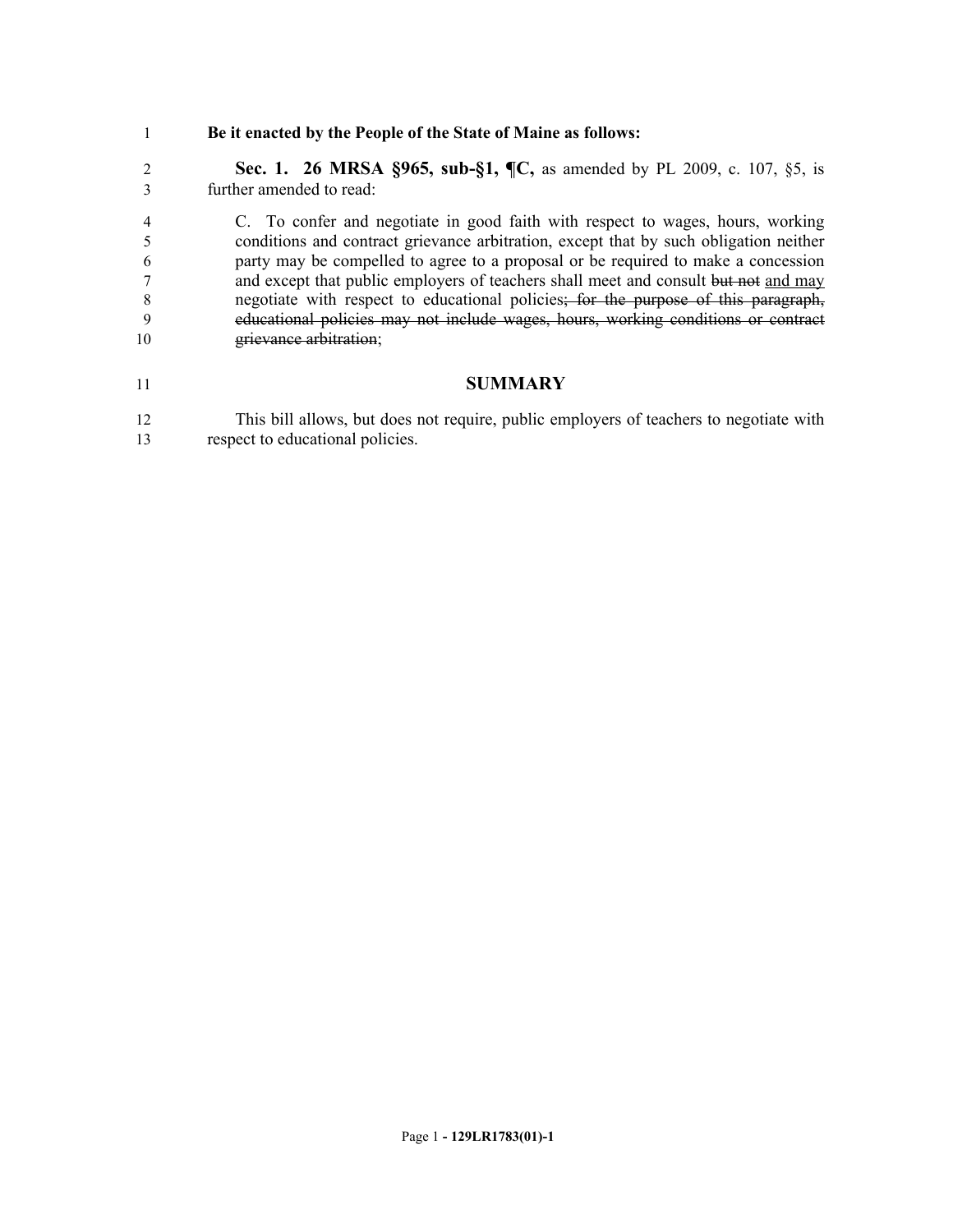**Be it enacted by the People of the State of Maine as follows:**

**Sec. 1. 26 MRSA §965, sub-§1, ¶C,** as amended by PL 2009, c. 107, §5, is further amended to read:

C. To confer and negotiate in good faith with respect to wages, hours, working conditions and contract grievance arbitration, except that by such obligation neither party may be compelled to agree to a proposal or be required to make a concession and except that public employers of teachers shall meet and consult ~~but not~~ <u>and may</u> negotiate with respect to educational policies~~; for the purpose of this paragraph, educational policies may not include wages, hours, working conditions or contract grievance arbitration~~;

## SUMMARY

This bill allows, but does not require, public employers of teachers to negotiate with respect to educational policies.